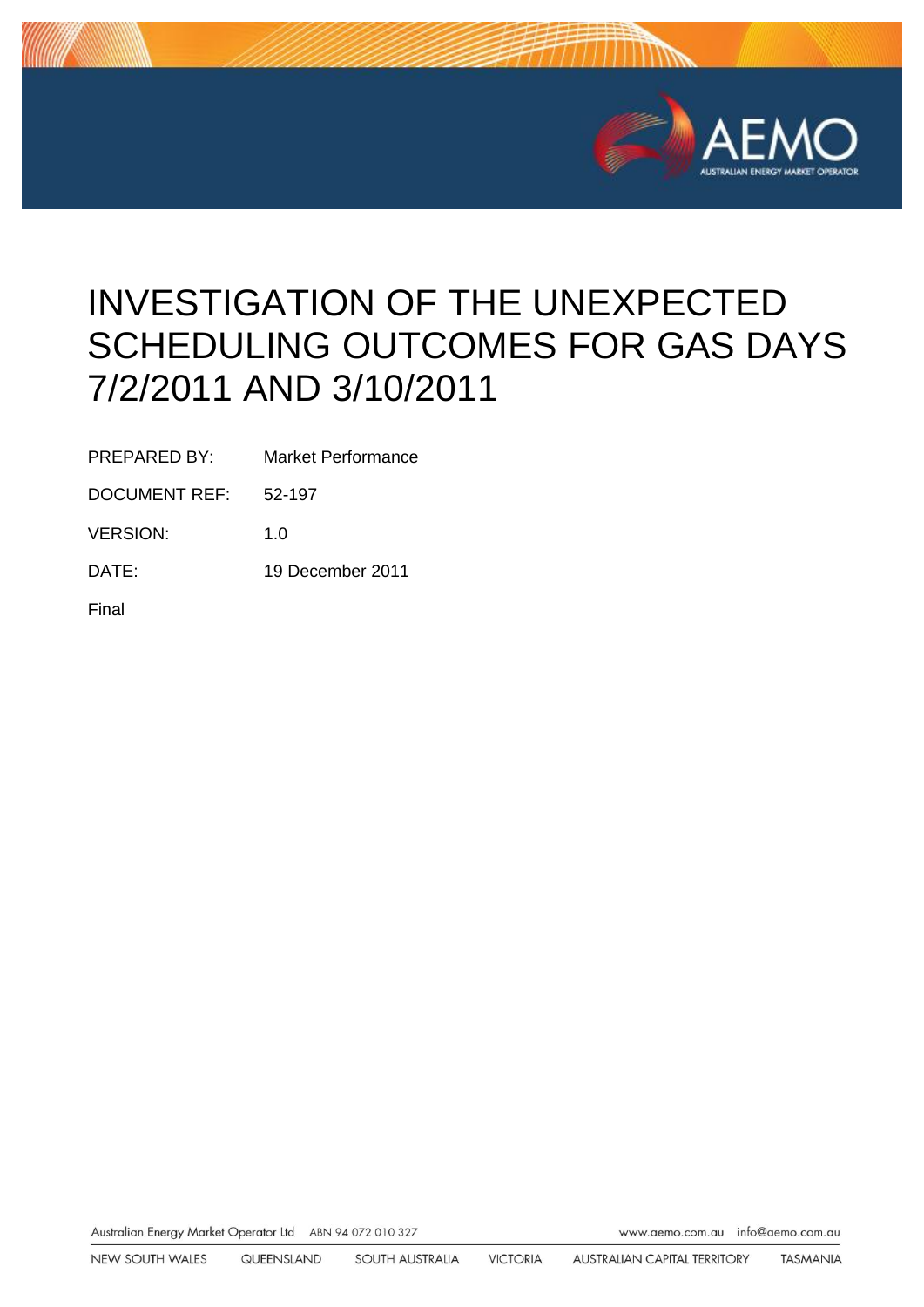# INVESTIGATION OF THE UNEXPECTED SCHEDULING OUTCOMES FOR GAS DAYS 7/2/2011 AND 3/10/2011

| | |
|---|---|
| PREPARED BY: | Market Performance |
| DOCUMENT REF: | 52-197 |
| VERSION: | 1.0 |
| DATE: | 19 December 2011 |

Final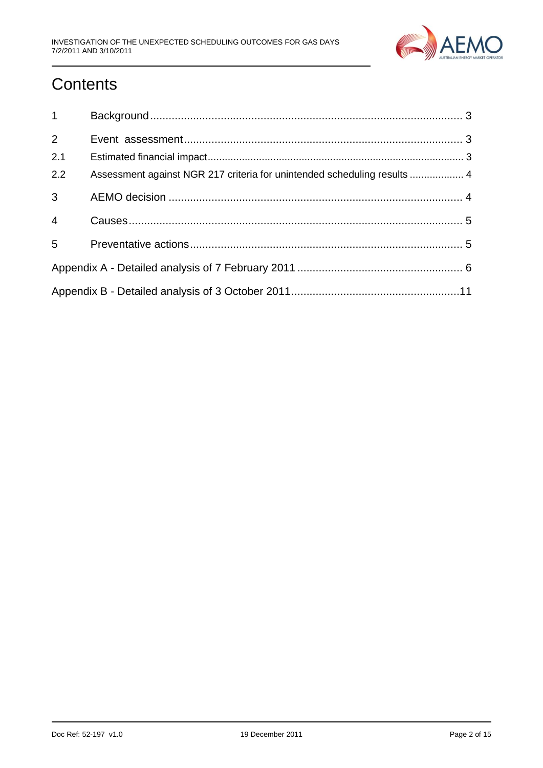# Contents

| | | |
|---|---|---|
| 1 | Background | 3 |
| 2 | Event assessment | 3 |
| 2.1 | Estimated financial impact | 3 |
| 2.2 | Assessment against NGR 217 criteria for unintended scheduling results | 4 |
| 3 | AEMO decision | 4 |
| 4 | Causes | 5 |
| 5 | Preventative actions | 5 |
| Appendix A - Detailed analysis of 7 February 2011 | | 6 |
| Appendix B - Detailed analysis of 3 October 2011 | | 11 |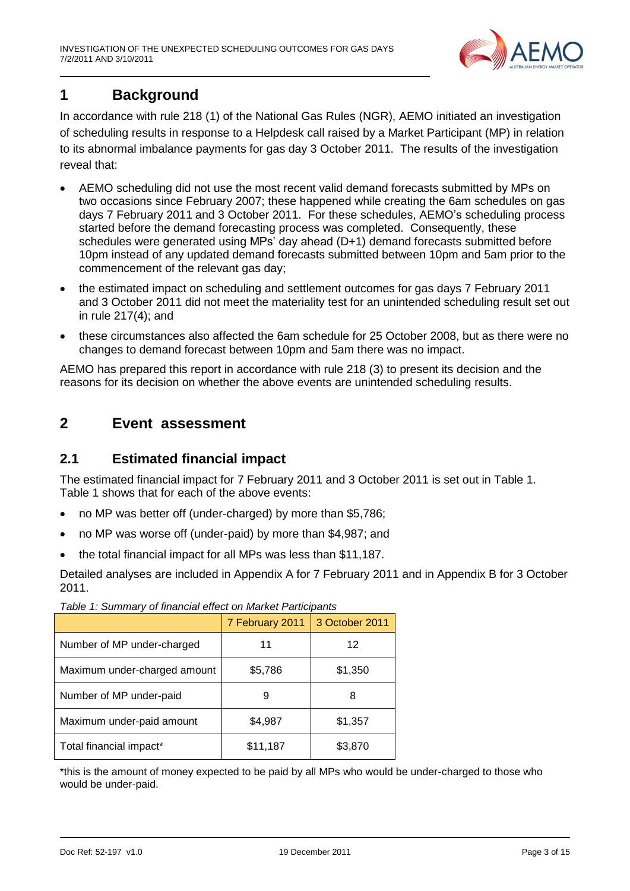# 1 Background

In accordance with rule 218 (1) of the National Gas Rules (NGR), AEMO initiated an investigation of scheduling results in response to a Helpdesk call raised by a Market Participant (MP) in relation to its abnormal imbalance payments for gas day 3 October 2011. The results of the investigation reveal that:

- AEMO scheduling did not use the most recent valid demand forecasts submitted by MPs on two occasions since February 2007; these happened while creating the 6am schedules on gas days 7 February 2011 and 3 October 2011. For these schedules, AEMO's scheduling process started before the demand forecasting process was completed. Consequently, these schedules were generated using MPs' day ahead (D+1) demand forecasts submitted before 10pm instead of any updated demand forecasts submitted between 10pm and 5am prior to the commencement of the relevant gas day;
- the estimated impact on scheduling and settlement outcomes for gas days 7 February 2011 and 3 October 2011 did not meet the materiality test for an unintended scheduling result set out in rule 217(4); and
- these circumstances also affected the 6am schedule for 25 October 2008, but as there were no changes to demand forecast between 10pm and 5am there was no impact.

AEMO has prepared this report in accordance with rule 218 (3) to present its decision and the reasons for its decision on whether the above events are unintended scheduling results.

# 2 Event assessment

## 2.1 Estimated financial impact

The estimated financial impact for 7 February 2011 and 3 October 2011 is set out in Table 1. Table 1 shows that for each of the above events:

- no MP was better off (under-charged) by more than $5,786;
- no MP was worse off (under-paid) by more than $4,987; and
- the total financial impact for all MPs was less than $11,187.

Detailed analyses are included in Appendix A for 7 February 2011 and in Appendix B for 3 October 2011.

*Table 1: Summary of financial effect on Market Participants*

| | 7 February 2011 | 3 October 2011 |
|---|---|---|
| Number of MP under-charged | 11 | 12 |
| Maximum under-charged amount | $5,786 | $1,350 |
| Number of MP under-paid | 9 | 8 |
| Maximum under-paid amount | $4,987 | $1,357 |
| Total financial impact* | $11,187 | $3,870 |

*this is the amount of money expected to be paid by all MPs who would be under-charged to those who would be under-paid.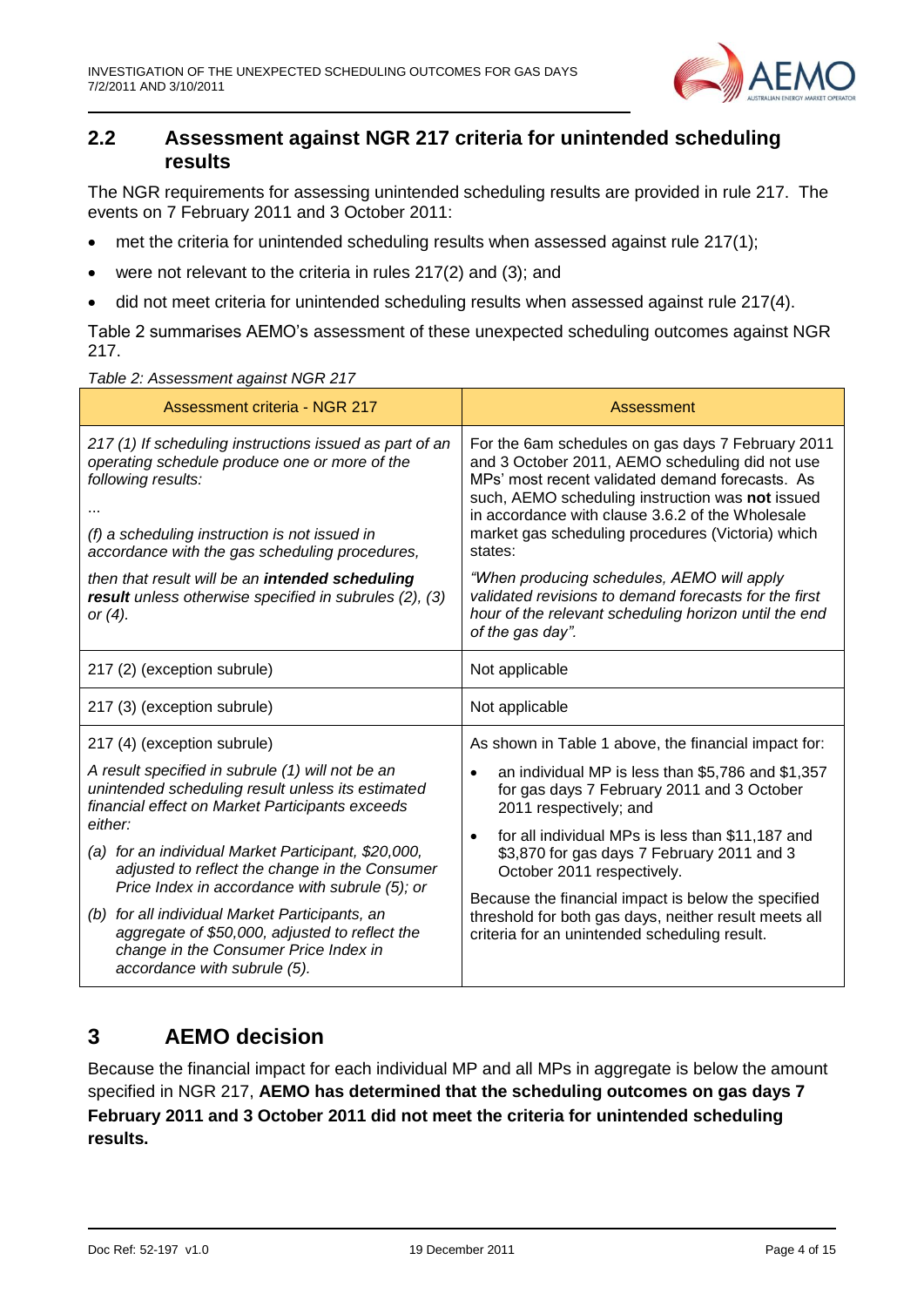## 2.2 Assessment against NGR 217 criteria for unintended scheduling results

The NGR requirements for assessing unintended scheduling results are provided in rule 217. The events on 7 February 2011 and 3 October 2011:

- met the criteria for unintended scheduling results when assessed against rule 217(1);
- were not relevant to the criteria in rules 217(2) and (3); and
- did not meet criteria for unintended scheduling results when assessed against rule 217(4).

Table 2 summarises AEMO's assessment of these unexpected scheduling outcomes against NGR 217.

*Table 2: Assessment against NGR 217*

| Assessment criteria - NGR 217 | Assessment |
|---|---|
| *217 (1) If scheduling instructions issued as part of an operating schedule produce one or more of the following results:*<br>*…*<br>*(f) a scheduling instruction is not issued in accordance with the gas scheduling procedures,*<br>*then that result will be an* ***intended scheduling result*** *unless otherwise specified in subrules (2), (3) or (4).* | For the 6am schedules on gas days 7 February 2011 and 3 October 2011, AEMO scheduling did not use MPs' most recent validated demand forecasts. As such, AEMO scheduling instruction was **not** issued in accordance with clause 3.6.2 of the Wholesale market gas scheduling procedures (Victoria) which states:<br>*"When producing schedules, AEMO will apply validated revisions to demand forecasts for the first hour of the relevant scheduling horizon until the end of the gas day".* |
| 217 (2) (exception subrule) | Not applicable |
| 217 (3) (exception subrule) | Not applicable |
| 217 (4) (exception subrule)<br>*A result specified in subrule (1) will not be an unintended scheduling result unless its estimated financial effect on Market Participants exceeds either:*<br>*(a) for an individual Market Participant, $20,000, adjusted to reflect the change in the Consumer Price Index in accordance with subrule (5); or*<br>*(b) for all individual Market Participants, an aggregate of $50,000, adjusted to reflect the change in the Consumer Price Index in accordance with subrule (5).* | As shown in Table 1 above, the financial impact for:<br>• an individual MP is less than $5,786 and $1,357 for gas days 7 February 2011 and 3 October 2011 respectively; and<br>• for all individual MPs is less than $11,187 and $3,870 for gas days 7 February 2011 and 3 October 2011 respectively.<br>Because the financial impact is below the specified threshold for both gas days, neither result meets all criteria for an unintended scheduling result. |

# 3 AEMO decision

Because the financial impact for each individual MP and all MPs in aggregate is below the amount specified in NGR 217, **AEMO has determined that the scheduling outcomes on gas days 7 February 2011 and 3 October 2011 did not meet the criteria for unintended scheduling results.**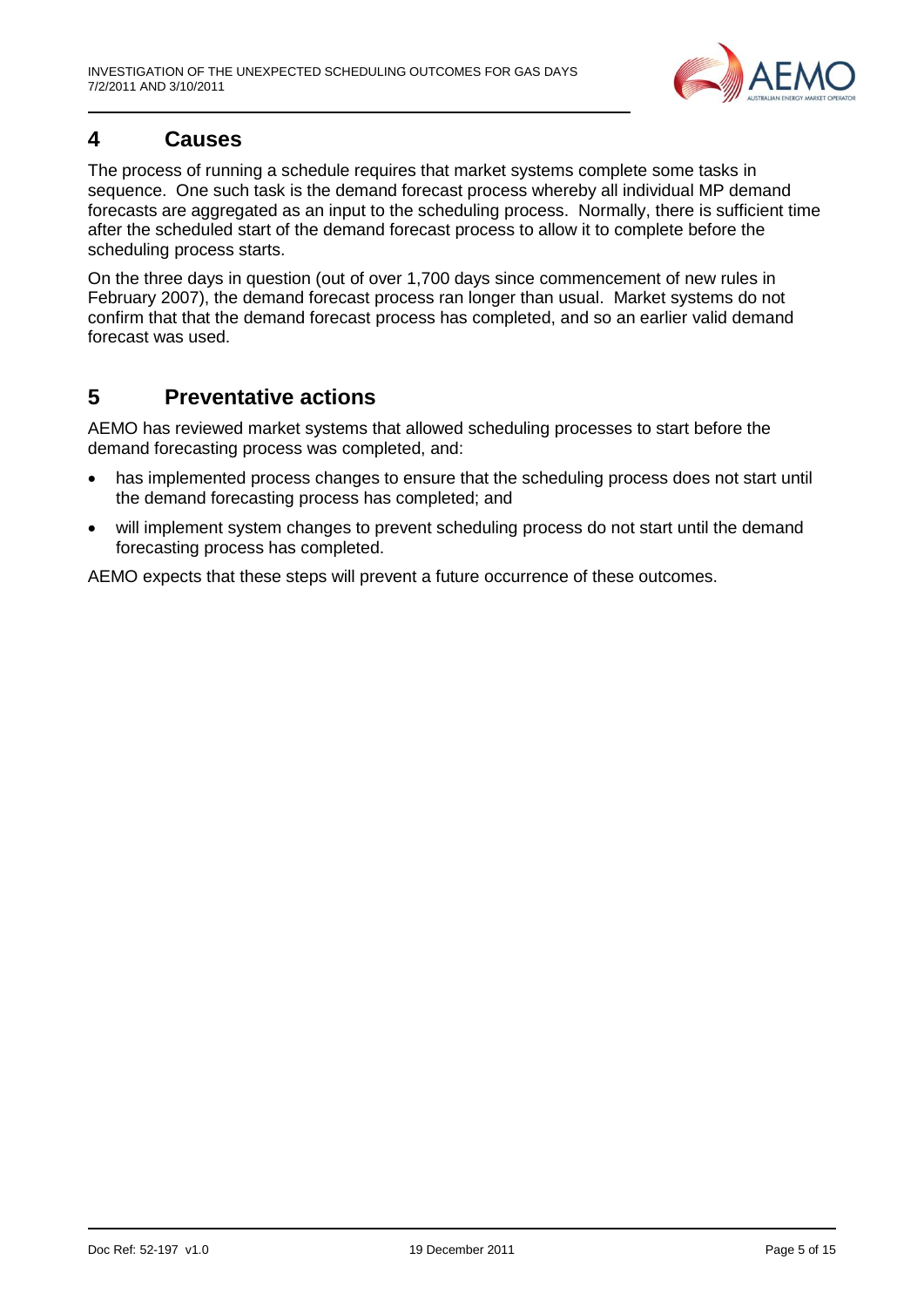## 4 Causes

The process of running a schedule requires that market systems complete some tasks in sequence. One such task is the demand forecast process whereby all individual MP demand forecasts are aggregated as an input to the scheduling process. Normally, there is sufficient time after the scheduled start of the demand forecast process to allow it to complete before the scheduling process starts.

On the three days in question (out of over 1,700 days since commencement of new rules in February 2007), the demand forecast process ran longer than usual. Market systems do not confirm that that the demand forecast process has completed, and so an earlier valid demand forecast was used.

## 5 Preventative actions

AEMO has reviewed market systems that allowed scheduling processes to start before the demand forecasting process was completed, and:

- has implemented process changes to ensure that the scheduling process does not start until the demand forecasting process has completed; and
- will implement system changes to prevent scheduling process do not start until the demand forecasting process has completed.

AEMO expects that these steps will prevent a future occurrence of these outcomes.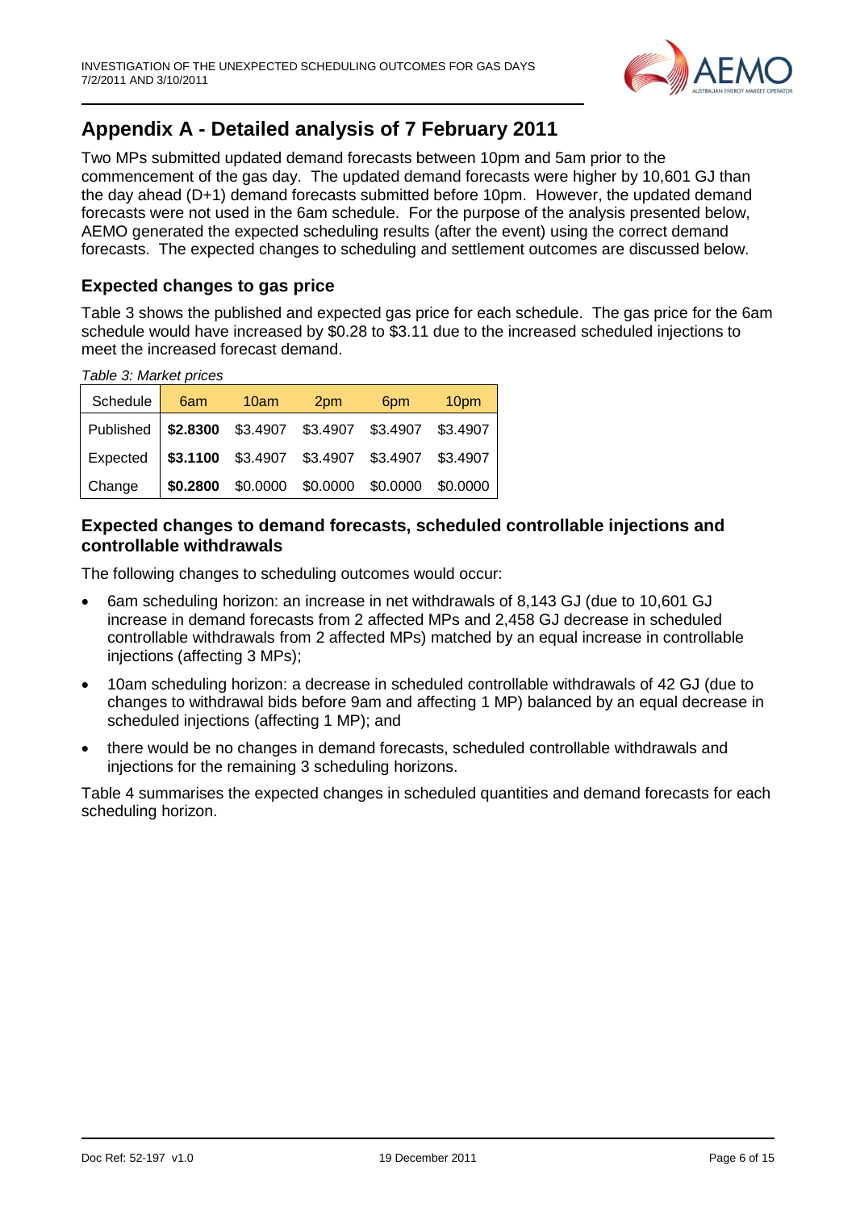## Appendix A - Detailed analysis of 7 February 2011

Two MPs submitted updated demand forecasts between 10pm and 5am prior to the commencement of the gas day. The updated demand forecasts were higher by 10,601 GJ than the day ahead (D+1) demand forecasts submitted before 10pm. However, the updated demand forecasts were not used in the 6am schedule. For the purpose of the analysis presented below, AEMO generated the expected scheduling results (after the event) using the correct demand forecasts. The expected changes to scheduling and settlement outcomes are discussed below.

### Expected changes to gas price

Table 3 shows the published and expected gas price for each schedule. The gas price for the 6am schedule would have increased by $0.28 to $3.11 due to the increased scheduled injections to meet the increased forecast demand.

*Table 3: Market prices*

| Schedule | 6am | 10am | 2pm | 6pm | 10pm |
|---|---|---|---|---|---|
| Published | **$2.8300** | $3.4907 | $3.4907 | $3.4907 | $3.4907 |
| Expected | **$3.1100** | $3.4907 | $3.4907 | $3.4907 | $3.4907 |
| Change | **$0.2800** | $0.0000 | $0.0000 | $0.0000 | $0.0000 |

### Expected changes to demand forecasts, scheduled controllable injections and controllable withdrawals

The following changes to scheduling outcomes would occur:

- 6am scheduling horizon: an increase in net withdrawals of 8,143 GJ (due to 10,601 GJ increase in demand forecasts from 2 affected MPs and 2,458 GJ decrease in scheduled controllable withdrawals from 2 affected MPs) matched by an equal increase in controllable injections (affecting 3 MPs);
- 10am scheduling horizon: a decrease in scheduled controllable withdrawals of 42 GJ (due to changes to withdrawal bids before 9am and affecting 1 MP) balanced by an equal decrease in scheduled injections (affecting 1 MP); and
- there would be no changes in demand forecasts, scheduled controllable withdrawals and injections for the remaining 3 scheduling horizons.

Table 4 summarises the expected changes in scheduled quantities and demand forecasts for each scheduling horizon.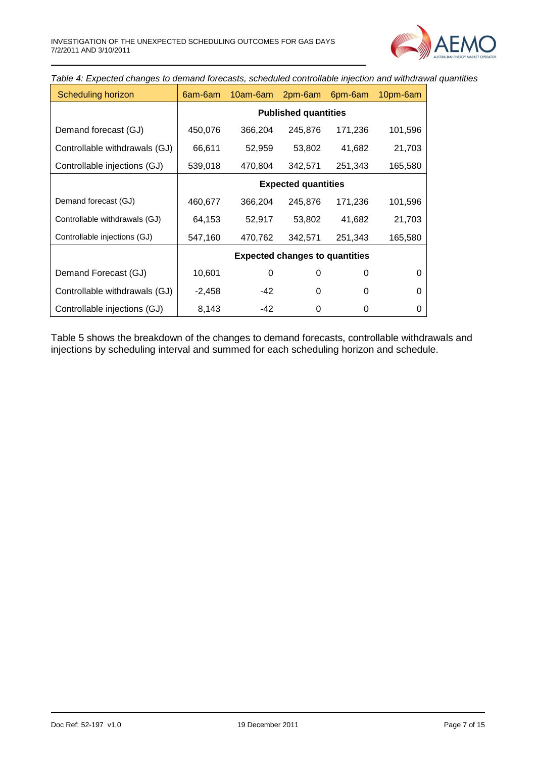*Table 4: Expected changes to demand forecasts, scheduled controllable injection and withdrawal quantities*

| Scheduling horizon | 6am-6am | 10am-6am | 2pm-6am | 6pm-6am | 10pm-6am |
|---|---|---|---|---|---|
| | **Published quantities** | | | | |
| Demand forecast (GJ) | 450,076 | 366,204 | 245,876 | 171,236 | 101,596 |
| Controllable withdrawals (GJ) | 66,611 | 52,959 | 53,802 | 41,682 | 21,703 |
| Controllable injections (GJ) | 539,018 | 470,804 | 342,571 | 251,343 | 165,580 |
| | **Expected quantities** | | | | |
| Demand forecast (GJ) | 460,677 | 366,204 | 245,876 | 171,236 | 101,596 |
| Controllable withdrawals (GJ) | 64,153 | 52,917 | 53,802 | 41,682 | 21,703 |
| Controllable injections (GJ) | 547,160 | 470,762 | 342,571 | 251,343 | 165,580 |
| | **Expected changes to quantities** | | | | |
| Demand Forecast (GJ) | 10,601 | 0 | 0 | 0 | 0 |
| Controllable withdrawals (GJ) | -2,458 | -42 | 0 | 0 | 0 |
| Controllable injections (GJ) | 8,143 | -42 | 0 | 0 | 0 |

Table 5 shows the breakdown of the changes to demand forecasts, controllable withdrawals and injections by scheduling interval and summed for each scheduling horizon and schedule.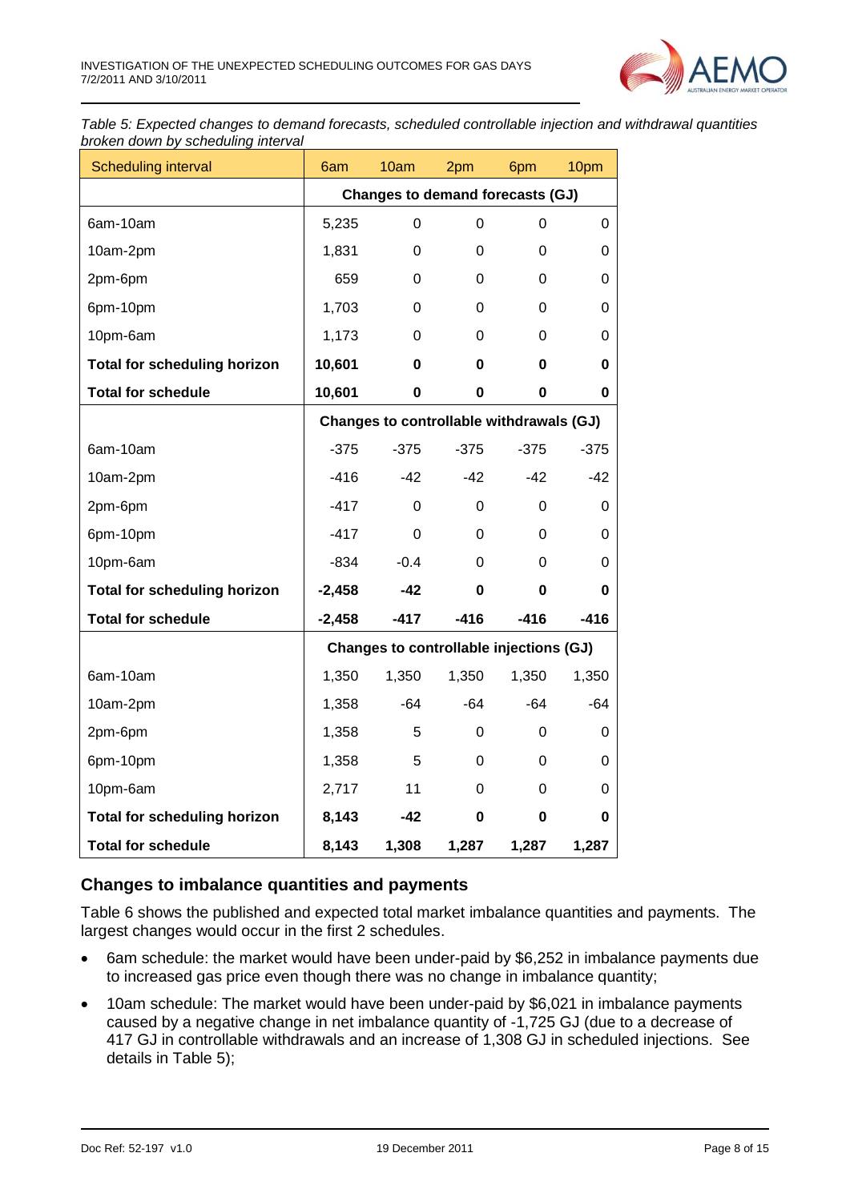*Table 5: Expected changes to demand forecasts, scheduled controllable injection and withdrawal quantities broken down by scheduling interval*

| Scheduling interval | 6am | 10am | 2pm | 6pm | 10pm |
|---|---|---|---|---|---|
| | **Changes to demand forecasts (GJ)** | | | | |
| 6am-10am | 5,235 | 0 | 0 | 0 | 0 |
| 10am-2pm | 1,831 | 0 | 0 | 0 | 0 |
| 2pm-6pm | 659 | 0 | 0 | 0 | 0 |
| 6pm-10pm | 1,703 | 0 | 0 | 0 | 0 |
| 10pm-6am | 1,173 | 0 | 0 | 0 | 0 |
| **Total for scheduling horizon** | **10,601** | **0** | **0** | **0** | **0** |
| **Total for schedule** | **10,601** | **0** | **0** | **0** | **0** |
| | **Changes to controllable withdrawals (GJ)** | | | | |
| 6am-10am | -375 | -375 | -375 | -375 | -375 |
| 10am-2pm | -416 | -42 | -42 | -42 | -42 |
| 2pm-6pm | -417 | 0 | 0 | 0 | 0 |
| 6pm-10pm | -417 | 0 | 0 | 0 | 0 |
| 10pm-6am | -834 | -0.4 | 0 | 0 | 0 |
| **Total for scheduling horizon** | **-2,458** | **-42** | **0** | **0** | **0** |
| **Total for schedule** | **-2,458** | **-417** | **-416** | **-416** | **-416** |
| | **Changes to controllable injections (GJ)** | | | | |
| 6am-10am | 1,350 | 1,350 | 1,350 | 1,350 | 1,350 |
| 10am-2pm | 1,358 | -64 | -64 | -64 | -64 |
| 2pm-6pm | 1,358 | 5 | 0 | 0 | 0 |
| 6pm-10pm | 1,358 | 5 | 0 | 0 | 0 |
| 10pm-6am | 2,717 | 11 | 0 | 0 | 0 |
| **Total for scheduling horizon** | **8,143** | **-42** | **0** | **0** | **0** |
| **Total for schedule** | **8,143** | **1,308** | **1,287** | **1,287** | **1,287** |

## Changes to imbalance quantities and payments

Table 6 shows the published and expected total market imbalance quantities and payments. The largest changes would occur in the first 2 schedules.

- 6am schedule: the market would have been under-paid by $6,252 in imbalance payments due to increased gas price even though there was no change in imbalance quantity;
- 10am schedule: The market would have been under-paid by $6,021 in imbalance payments caused by a negative change in net imbalance quantity of -1,725 GJ (due to a decrease of 417 GJ in controllable withdrawals and an increase of 1,308 GJ in scheduled injections. See details in Table 5);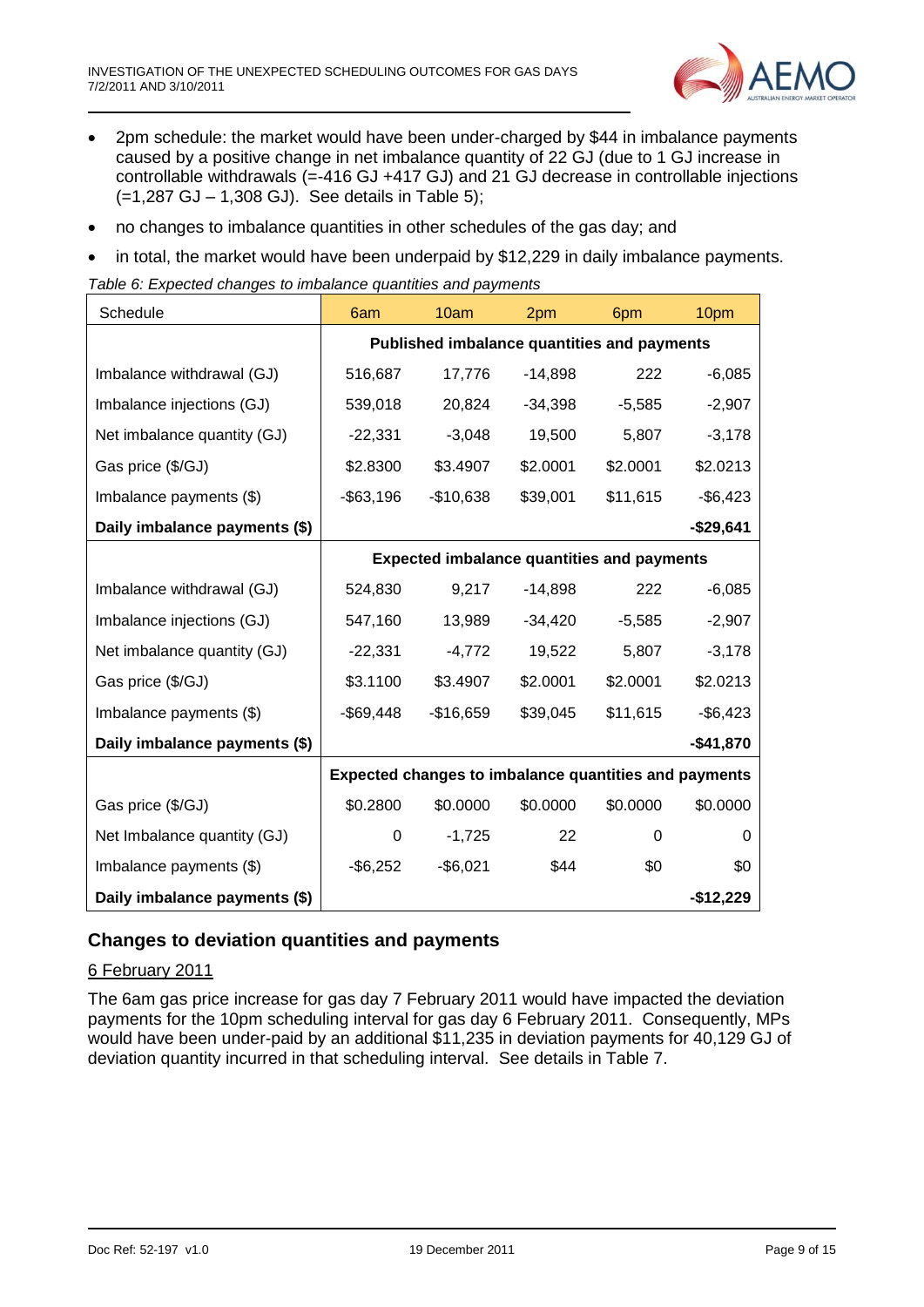- 2pm schedule: the market would have been under-charged by $44 in imbalance payments caused by a positive change in net imbalance quantity of 22 GJ (due to 1 GJ increase in controllable withdrawals (=-416 GJ +417 GJ) and 21 GJ decrease in controllable injections (=1,287 GJ – 1,308 GJ). See details in Table 5);
- no changes to imbalance quantities in other schedules of the gas day; and
- in total, the market would have been underpaid by $12,229 in daily imbalance payments.

*Table 6: Expected changes to imbalance quantities and payments*

| Schedule | 6am | 10am | 2pm | 6pm | 10pm |
|---|---|---|---|---|---|
| | **Published imbalance quantities and payments** | | | | |
| Imbalance withdrawal (GJ) | 516,687 | 17,776 | -14,898 | 222 | -6,085 |
| Imbalance injections (GJ) | 539,018 | 20,824 | -34,398 | -5,585 | -2,907 |
| Net imbalance quantity (GJ) | -22,331 | -3,048 | 19,500 | 5,807 | -3,178 |
| Gas price ($/GJ) | $2.8300 | $3.4907 | $2.0001 | $2.0001 | $2.0213 |
| Imbalance payments ($) | -$63,196 | -$10,638 | $39,001 | $11,615 | -$6,423 |
| **Daily imbalance payments ($)** | | | | | **-$29,641** |
| | **Expected imbalance quantities and payments** | | | | |
| Imbalance withdrawal (GJ) | 524,830 | 9,217 | -14,898 | 222 | -6,085 |
| Imbalance injections (GJ) | 547,160 | 13,989 | -34,420 | -5,585 | -2,907 |
| Net imbalance quantity (GJ) | -22,331 | -4,772 | 19,522 | 5,807 | -3,178 |
| Gas price ($/GJ) | $3.1100 | $3.4907 | $2.0001 | $2.0001 | $2.0213 |
| Imbalance payments ($) | -$69,448 | -$16,659 | $39,045 | $11,615 | -$6,423 |
| **Daily imbalance payments ($)** | | | | | **-$41,870** |
| | **Expected changes to imbalance quantities and payments** | | | | |
| Gas price ($/GJ) | $0.2800 | $0.0000 | $0.0000 | $0.0000 | $0.0000 |
| Net Imbalance quantity (GJ) | 0 | -1,725 | 22 | 0 | 0 |
| Imbalance payments ($) | -$6,252 | -$6,021 | $44 | $0 | $0 |
| **Daily imbalance payments ($)** | | | | | **-$12,229** |

## Changes to deviation quantities and payments

6 February 2011

The 6am gas price increase for gas day 7 February 2011 would have impacted the deviation payments for the 10pm scheduling interval for gas day 6 February 2011. Consequently, MPs would have been under-paid by an additional $11,235 in deviation payments for 40,129 GJ of deviation quantity incurred in that scheduling interval. See details in Table 7.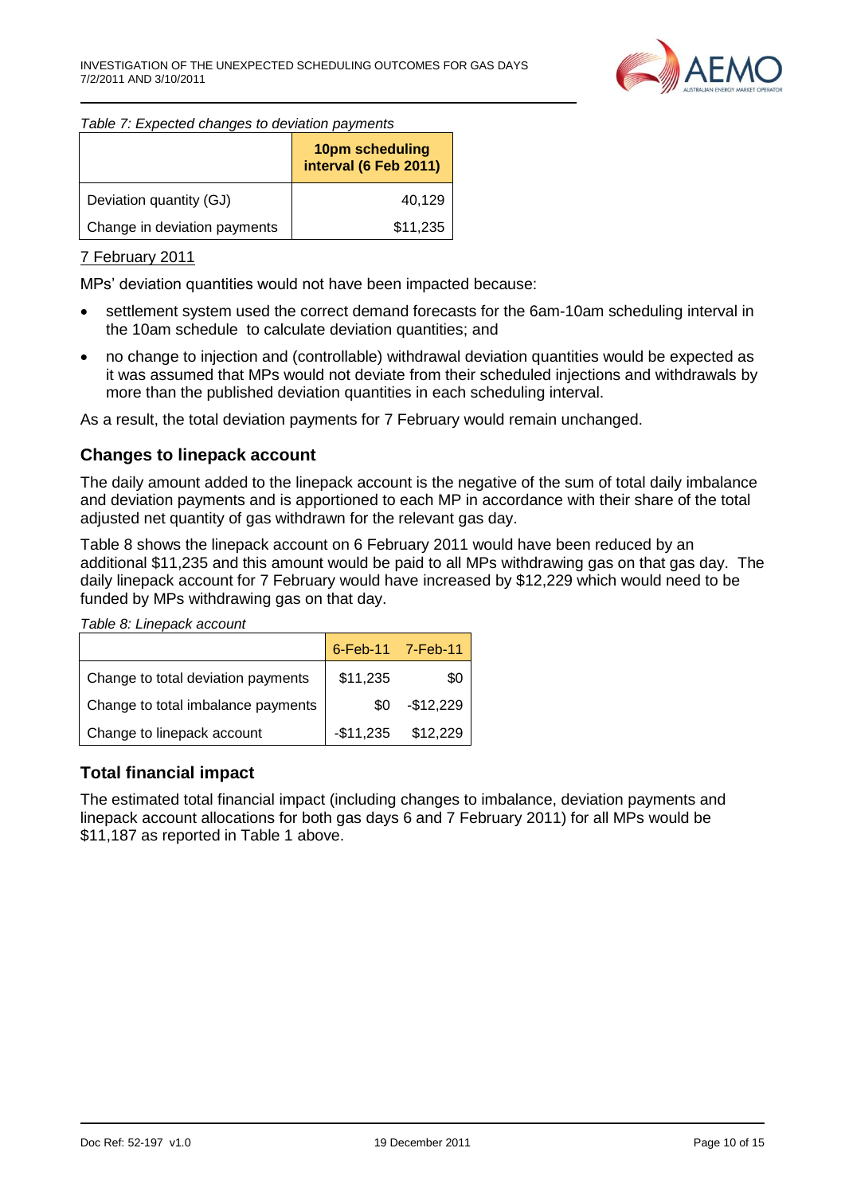*Table 7: Expected changes to deviation payments*

| | 10pm scheduling interval (6 Feb 2011) |
|---|---|
| Deviation quantity (GJ) | 40,129 |
| Change in deviation payments | $11,235 |

7 February 2011

MPs' deviation quantities would not have been impacted because:

- settlement system used the correct demand forecasts for the 6am-10am scheduling interval in the 10am schedule to calculate deviation quantities; and
- no change to injection and (controllable) withdrawal deviation quantities would be expected as it was assumed that MPs would not deviate from their scheduled injections and withdrawals by more than the published deviation quantities in each scheduling interval.

As a result, the total deviation payments for 7 February would remain unchanged.

## Changes to linepack account

The daily amount added to the linepack account is the negative of the sum of total daily imbalance and deviation payments and is apportioned to each MP in accordance with their share of the total adjusted net quantity of gas withdrawn for the relevant gas day.

Table 8 shows the linepack account on 6 February 2011 would have been reduced by an additional $11,235 and this amount would be paid to all MPs withdrawing gas on that gas day. The daily linepack account for 7 February would have increased by $12,229 which would need to be funded by MPs withdrawing gas on that day.

*Table 8: Linepack account*

| | 6-Feb-11 | 7-Feb-11 |
|---|---|---|
| Change to total deviation payments | $11,235 | $0 |
| Change to total imbalance payments | $0 | -$12,229 |
| Change to linepack account | -$11,235 | $12,229 |

## Total financial impact

The estimated total financial impact (including changes to imbalance, deviation payments and linepack account allocations for both gas days 6 and 7 February 2011) for all MPs would be $11,187 as reported in Table 1 above.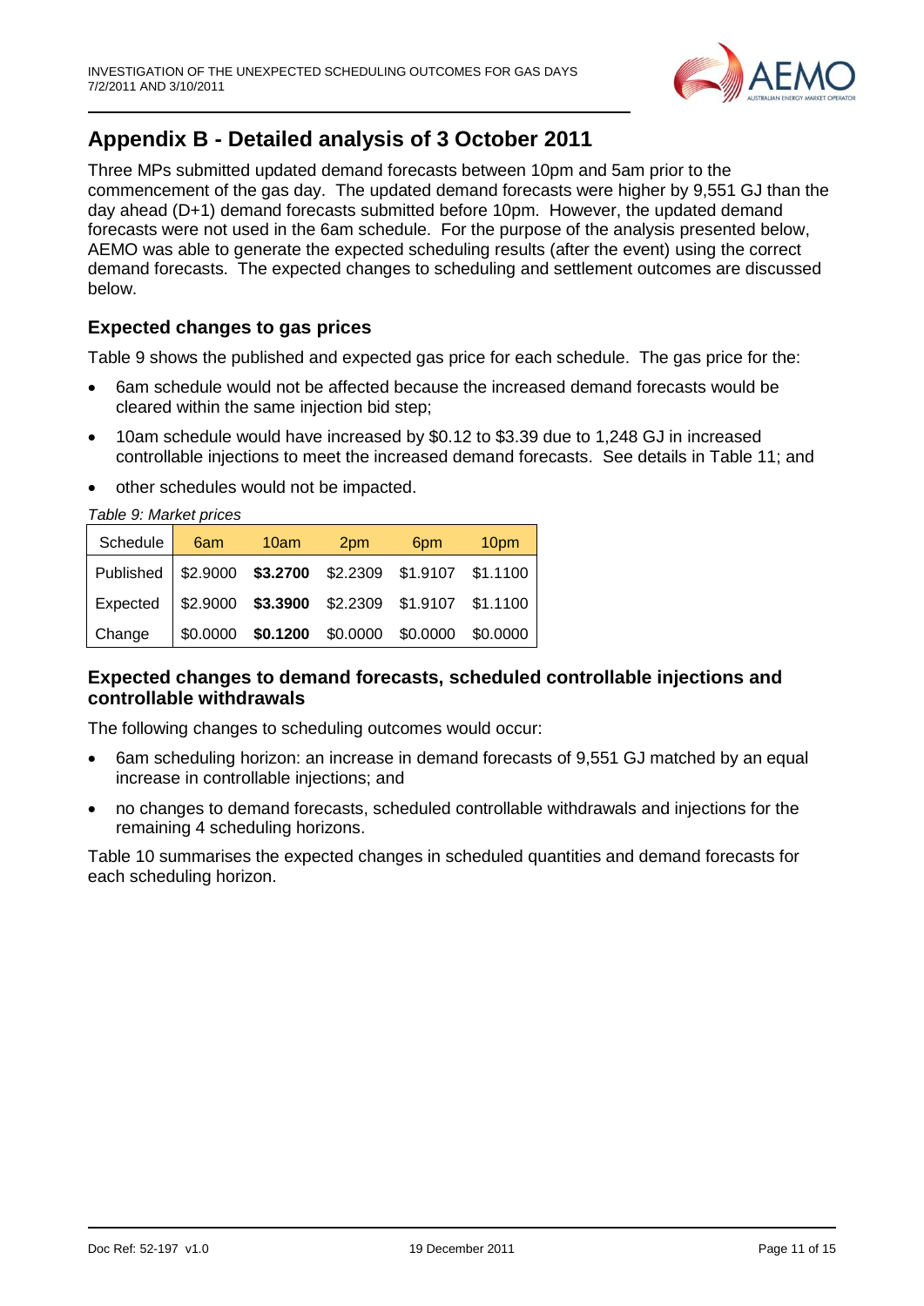## Appendix B - Detailed analysis of 3 October 2011

Three MPs submitted updated demand forecasts between 10pm and 5am prior to the commencement of the gas day. The updated demand forecasts were higher by 9,551 GJ than the day ahead (D+1) demand forecasts submitted before 10pm. However, the updated demand forecasts were not used in the 6am schedule. For the purpose of the analysis presented below, AEMO was able to generate the expected scheduling results (after the event) using the correct demand forecasts. The expected changes to scheduling and settlement outcomes are discussed below.

### Expected changes to gas prices

Table 9 shows the published and expected gas price for each schedule. The gas price for the:

- 6am schedule would not be affected because the increased demand forecasts would be cleared within the same injection bid step;
- 10am schedule would have increased by $0.12 to $3.39 due to 1,248 GJ in increased controllable injections to meet the increased demand forecasts. See details in Table 11; and
- other schedules would not be impacted.

*Table 9: Market prices*

| Schedule | 6am | 10am | 2pm | 6pm | 10pm |
|---|---|---|---|---|---|
| Published | $2.9000 | **$3.2700** | $2.2309 | $1.9107 | $1.1100 |
| Expected | $2.9000 | **$3.3900** | $2.2309 | $1.9107 | $1.1100 |
| Change | $0.0000 | **$0.1200** | $0.0000 | $0.0000 | $0.0000 |

### Expected changes to demand forecasts, scheduled controllable injections and controllable withdrawals

The following changes to scheduling outcomes would occur:

- 6am scheduling horizon: an increase in demand forecasts of 9,551 GJ matched by an equal increase in controllable injections; and
- no changes to demand forecasts, scheduled controllable withdrawals and injections for the remaining 4 scheduling horizons.

Table 10 summarises the expected changes in scheduled quantities and demand forecasts for each scheduling horizon.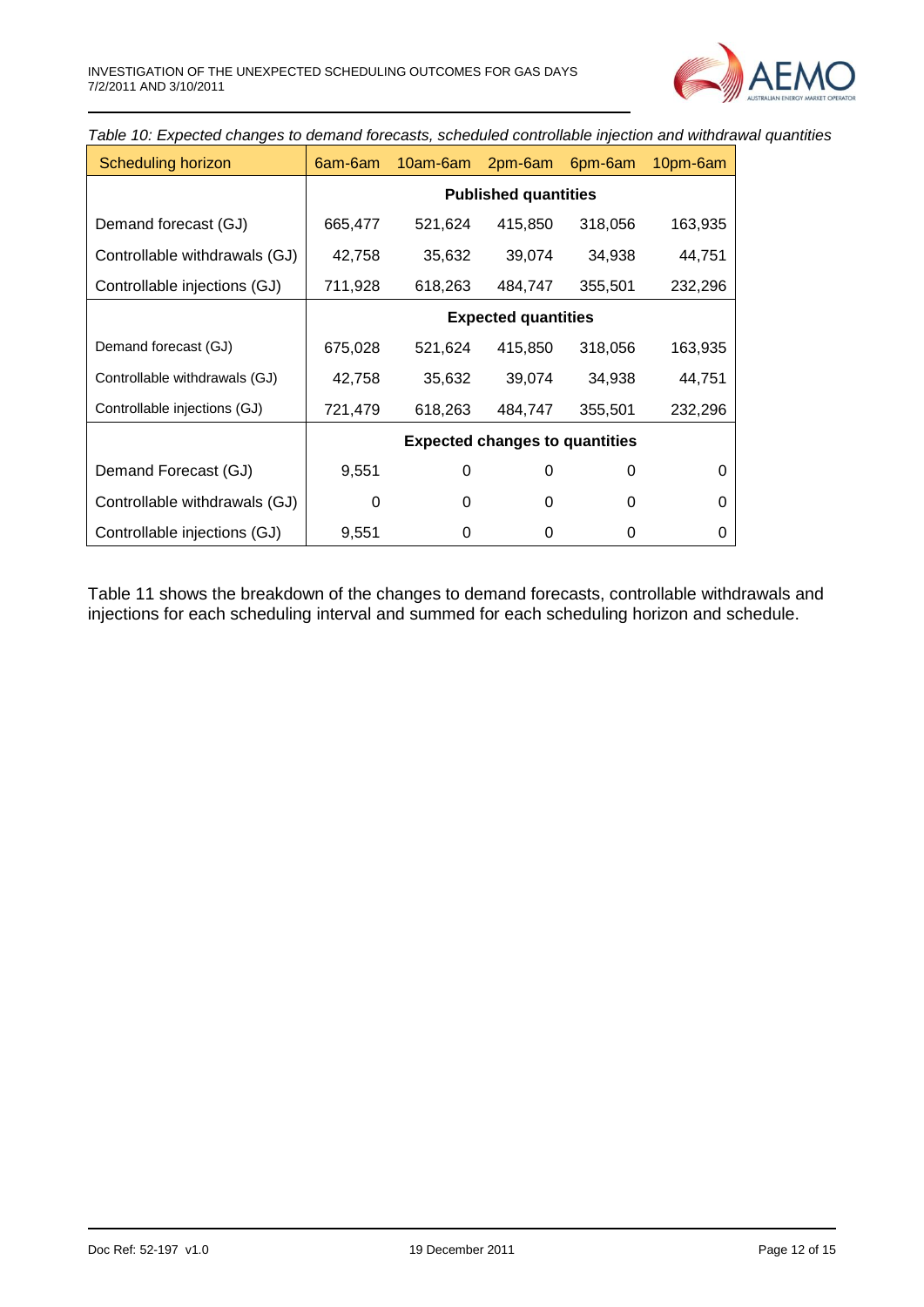*Table 10: Expected changes to demand forecasts, scheduled controllable injection and withdrawal quantities*

| Scheduling horizon | 6am-6am | 10am-6am | 2pm-6am | 6pm-6am | 10pm-6am |
|---|---|---|---|---|---|
| | **Published quantities** | | | | |
| Demand forecast (GJ) | 665,477 | 521,624 | 415,850 | 318,056 | 163,935 |
| Controllable withdrawals (GJ) | 42,758 | 35,632 | 39,074 | 34,938 | 44,751 |
| Controllable injections (GJ) | 711,928 | 618,263 | 484,747 | 355,501 | 232,296 |
| | **Expected quantities** | | | | |
| Demand forecast (GJ) | 675,028 | 521,624 | 415,850 | 318,056 | 163,935 |
| Controllable withdrawals (GJ) | 42,758 | 35,632 | 39,074 | 34,938 | 44,751 |
| Controllable injections (GJ) | 721,479 | 618,263 | 484,747 | 355,501 | 232,296 |
| | **Expected changes to quantities** | | | | |
| Demand Forecast (GJ) | 9,551 | 0 | 0 | 0 | 0 |
| Controllable withdrawals (GJ) | 0 | 0 | 0 | 0 | 0 |
| Controllable injections (GJ) | 9,551 | 0 | 0 | 0 | 0 |

Table 11 shows the breakdown of the changes to demand forecasts, controllable withdrawals and injections for each scheduling interval and summed for each scheduling horizon and schedule.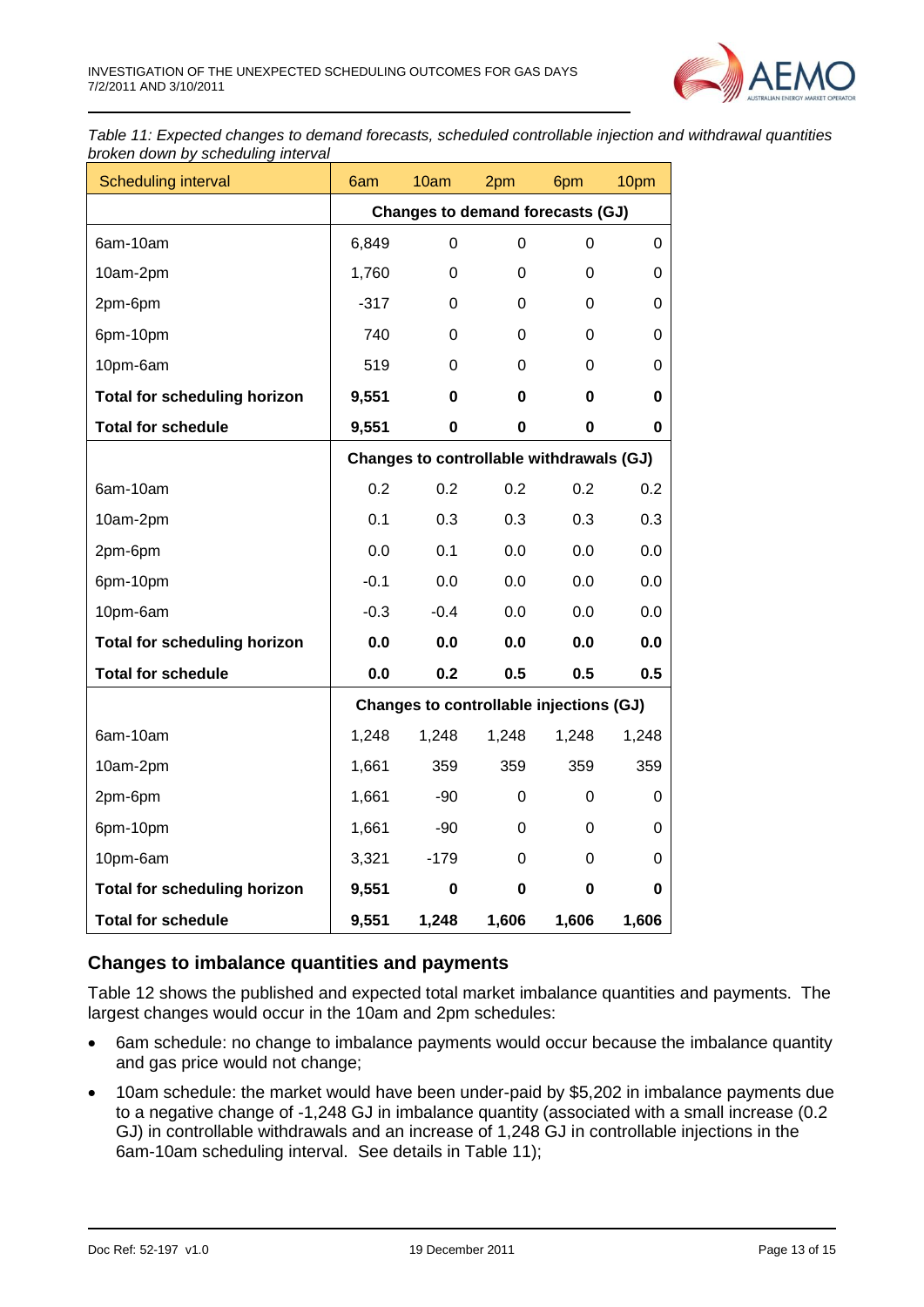*Table 11: Expected changes to demand forecasts, scheduled controllable injection and withdrawal quantities broken down by scheduling interval*

| Scheduling interval | 6am | 10am | 2pm | 6pm | 10pm |
|---|---|---|---|---|---|
| | **Changes to demand forecasts (GJ)** | | | | |
| 6am-10am | 6,849 | 0 | 0 | 0 | 0 |
| 10am-2pm | 1,760 | 0 | 0 | 0 | 0 |
| 2pm-6pm | -317 | 0 | 0 | 0 | 0 |
| 6pm-10pm | 740 | 0 | 0 | 0 | 0 |
| 10pm-6am | 519 | 0 | 0 | 0 | 0 |
| **Total for scheduling horizon** | **9,551** | **0** | **0** | **0** | **0** |
| **Total for schedule** | **9,551** | **0** | **0** | **0** | **0** |
| | **Changes to controllable withdrawals (GJ)** | | | | |
| 6am-10am | 0.2 | 0.2 | 0.2 | 0.2 | 0.2 |
| 10am-2pm | 0.1 | 0.3 | 0.3 | 0.3 | 0.3 |
| 2pm-6pm | 0.0 | 0.1 | 0.0 | 0.0 | 0.0 |
| 6pm-10pm | -0.1 | 0.0 | 0.0 | 0.0 | 0.0 |
| 10pm-6am | -0.3 | -0.4 | 0.0 | 0.0 | 0.0 |
| **Total for scheduling horizon** | **0.0** | **0.0** | **0.0** | **0.0** | **0.0** |
| **Total for schedule** | **0.0** | **0.2** | **0.5** | **0.5** | **0.5** |
| | **Changes to controllable injections (GJ)** | | | | |
| 6am-10am | 1,248 | 1,248 | 1,248 | 1,248 | 1,248 |
| 10am-2pm | 1,661 | 359 | 359 | 359 | 359 |
| 2pm-6pm | 1,661 | -90 | 0 | 0 | 0 |
| 6pm-10pm | 1,661 | -90 | 0 | 0 | 0 |
| 10pm-6am | 3,321 | -179 | 0 | 0 | 0 |
| **Total for scheduling horizon** | **9,551** | **0** | **0** | **0** | **0** |
| **Total for schedule** | **9,551** | **1,248** | **1,606** | **1,606** | **1,606** |

## Changes to imbalance quantities and payments

Table 12 shows the published and expected total market imbalance quantities and payments. The largest changes would occur in the 10am and 2pm schedules:

- 6am schedule: no change to imbalance payments would occur because the imbalance quantity and gas price would not change;
- 10am schedule: the market would have been under-paid by $5,202 in imbalance payments due to a negative change of -1,248 GJ in imbalance quantity (associated with a small increase (0.2 GJ) in controllable withdrawals and an increase of 1,248 GJ in controllable injections in the 6am-10am scheduling interval. See details in Table 11);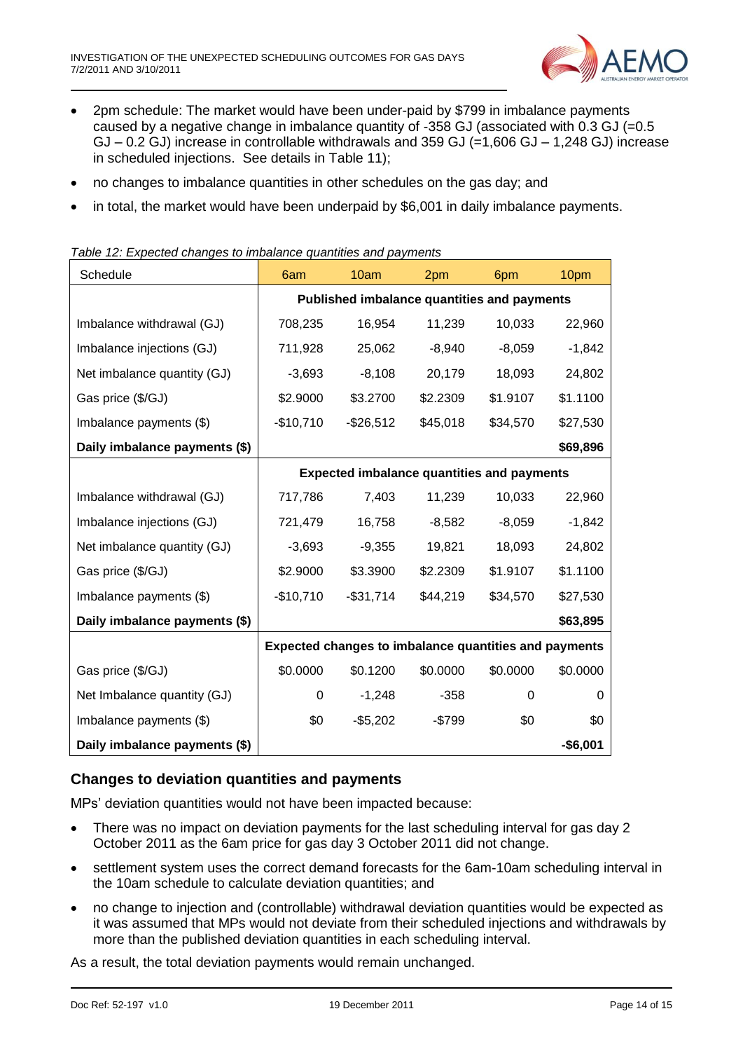- 2pm schedule: The market would have been under-paid by $799 in imbalance payments caused by a negative change in imbalance quantity of -358 GJ (associated with 0.3 GJ (=0.5 GJ – 0.2 GJ) increase in controllable withdrawals and 359 GJ (=1,606 GJ – 1,248 GJ) increase in scheduled injections. See details in Table 11);
- no changes to imbalance quantities in other schedules on the gas day; and
- in total, the market would have been underpaid by $6,001 in daily imbalance payments.

*Table 12: Expected changes to imbalance quantities and payments*

| Schedule | 6am | 10am | 2pm | 6pm | 10pm |
|---|---|---|---|---|---|
| | **Published imbalance quantities and payments** | | | | |
| Imbalance withdrawal (GJ) | 708,235 | 16,954 | 11,239 | 10,033 | 22,960 |
| Imbalance injections (GJ) | 711,928 | 25,062 | -8,940 | -8,059 | -1,842 |
| Net imbalance quantity (GJ) | -3,693 | -8,108 | 20,179 | 18,093 | 24,802 |
| Gas price ($/GJ) | $2.9000 | $3.2700 | $2.2309 | $1.9107 | $1.1100 |
| Imbalance payments ($) | -$10,710 | -$26,512 | $45,018 | $34,570 | $27,530 |
| **Daily imbalance payments ($)** | | | | | **$69,896** |
| | **Expected imbalance quantities and payments** | | | | |
| Imbalance withdrawal (GJ) | 717,786 | 7,403 | 11,239 | 10,033 | 22,960 |
| Imbalance injections (GJ) | 721,479 | 16,758 | -8,582 | -8,059 | -1,842 |
| Net imbalance quantity (GJ) | -3,693 | -9,355 | 19,821 | 18,093 | 24,802 |
| Gas price ($/GJ) | $2.9000 | $3.3900 | $2.2309 | $1.9107 | $1.1100 |
| Imbalance payments ($) | -$10,710 | -$31,714 | $44,219 | $34,570 | $27,530 |
| **Daily imbalance payments ($)** | | | | | **$63,895** |
| | **Expected changes to imbalance quantities and payments** | | | | |
| Gas price ($/GJ) | $0.0000 | $0.1200 | $0.0000 | $0.0000 | $0.0000 |
| Net Imbalance quantity (GJ) | 0 | -1,248 | -358 | 0 | 0 |
| Imbalance payments ($) | $0 | -$5,202 | -$799 | $0 | $0 |
| **Daily imbalance payments ($)** | | | | | **-$6,001** |

### Changes to deviation quantities and payments

MPs' deviation quantities would not have been impacted because:

- There was no impact on deviation payments for the last scheduling interval for gas day 2 October 2011 as the 6am price for gas day 3 October 2011 did not change.
- settlement system uses the correct demand forecasts for the 6am-10am scheduling interval in the 10am schedule to calculate deviation quantities; and
- no change to injection and (controllable) withdrawal deviation quantities would be expected as it was assumed that MPs would not deviate from their scheduled injections and withdrawals by more than the published deviation quantities in each scheduling interval.

As a result, the total deviation payments would remain unchanged.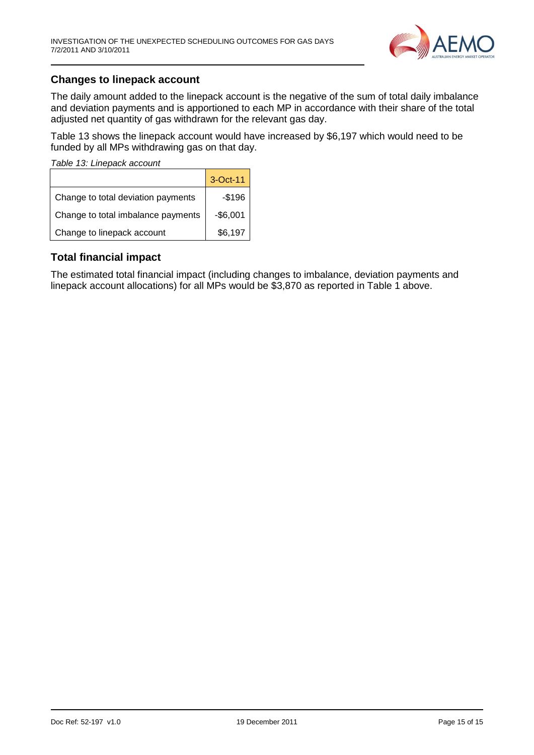## Changes to linepack account

The daily amount added to the linepack account is the negative of the sum of total daily imbalance and deviation payments and is apportioned to each MP in accordance with their share of the total adjusted net quantity of gas withdrawn for the relevant gas day.

Table 13 shows the linepack account would have increased by $6,197 which would need to be funded by all MPs withdrawing gas on that day.

*Table 13: Linepack account*

| | 3-Oct-11 |
|---|---|
| Change to total deviation payments | -$196 |
| Change to total imbalance payments | -$6,001 |
| Change to linepack account | $6,197 |

## Total financial impact

The estimated total financial impact (including changes to imbalance, deviation payments and linepack account allocations) for all MPs would be $3,870 as reported in Table 1 above.